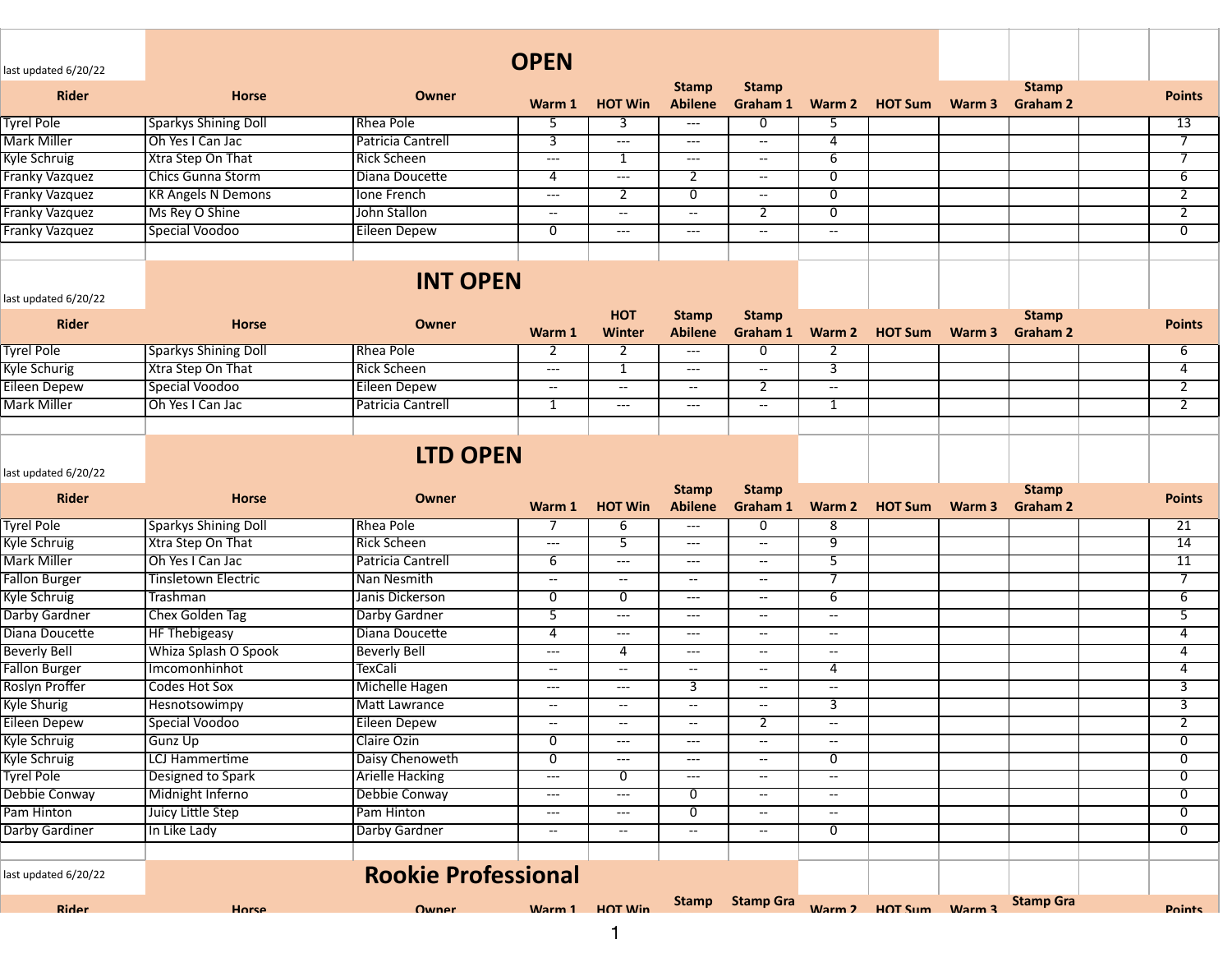last updated 6/20/22

## OPEN

| Rider | Horse | Owner | Warm 1 | HOT Win | Stamp Abilene | Stamp Graham 1 | Warm 2 | HOT Sum | Warm 3 | Stamp Graham 2 | | Points |
|---|---|---|---|---|---|---|---|---|---|---|---|---|
| Tyrel Pole | Sparkys Shining Doll | Rhea Pole | 5 | 3 | --- | 0 | 5 | | | | | 13 |
| Mark Miller | Oh Yes I Can Jac | Patricia Cantrell | 3 | --- | --- | -- | 4 | | | | | 7 |
| Kyle Schruig | Xtra Step On That | Rick Scheen | --- | 1 | --- | -- | 6 | | | | | 7 |
| Franky Vazquez | Chics Gunna Storm | Diana Doucette | 4 | --- | 2 | -- | 0 | | | | | 6 |
| Franky Vazquez | KR Angels N Demons | Ione French | --- | 2 | 0 | -- | 0 | | | | | 2 |
| Franky Vazquez | Ms Rey O Shine | John Stallon | -- | -- | -- | 2 | 0 | | | | | 2 |
| Franky Vazquez | Special Voodoo | Eileen Depew | 0 | --- | --- | -- | -- | | | | | 0 |

last updated 6/20/22

## INT OPEN

| Rider | Horse | Owner | Warm 1 | HOT Winter | Stamp Abilene | Stamp Graham 1 | Warm 2 | HOT Sum | Warm 3 | Stamp Graham 2 | | Points |
|---|---|---|---|---|---|---|---|---|---|---|---|---|
| Tyrel Pole | Sparkys Shining Doll | Rhea Pole | 2 | 2 | --- | 0 | 2 | | | | | 6 |
| Kyle Schurig | Xtra Step On That | Rick Scheen | --- | 1 | --- | -- | 3 | | | | | 4 |
| Eileen Depew | Special Voodoo | Eileen Depew | -- | -- | -- | 2 | -- | | | | | 2 |
| Mark Miller | Oh Yes I Can Jac | Patricia Cantrell | 1 | --- | --- | -- | 1 | | | | | 2 |

last updated 6/20/22

## LTD OPEN

| Rider | Horse | Owner | Warm 1 | HOT Win | Stamp Abilene | Stamp Graham 1 | Warm 2 | HOT Sum | Warm 3 | Stamp Graham 2 | | Points |
|---|---|---|---|---|---|---|---|---|---|---|---|---|
| Tyrel Pole | Sparkys Shining Doll | Rhea Pole | 7 | 6 | --- | 0 | 8 | | | | | 21 |
| Kyle Schruig | Xtra Step On That | Rick Scheen | --- | 5 | --- | -- | 9 | | | | | 14 |
| Mark Miller | Oh Yes I Can Jac | Patricia Cantrell | 6 | --- | --- | -- | 5 | | | | | 11 |
| Fallon Burger | Tinsletown Electric | Nan Nesmith | -- | -- | -- | -- | 7 | | | | | 7 |
| Kyle Schruig | Trashman | Janis Dickerson | 0 | 0 | --- | -- | 6 | | | | | 6 |
| Darby Gardner | Chex Golden Tag | Darby Gardner | 5 | --- | --- | -- | -- | | | | | 5 |
| Diana Doucette | HF Thebigeasy | Diana Doucette | 4 | --- | --- | -- | -- | | | | | 4 |
| Beverly Bell | Whiza Splash O Spook | Beverly Bell | --- | 4 | --- | -- | -- | | | | | 4 |
| Fallon Burger | Imcomonhinhot | TexCali | -- | -- | -- | -- | 4 | | | | | 4 |
| Roslyn Proffer | Codes Hot Sox | Michelle Hagen | --- | --- | 3 | -- | -- | | | | | 3 |
| Kyle Shurig | Hesnotsowimpy | Matt Lawrance | -- | -- | -- | -- | 3 | | | | | 3 |
| Eileen Depew | Special Voodoo | Eileen Depew | -- | -- | -- | 2 | -- | | | | | 2 |
| Kyle Schruig | Gunz Up | Claire Ozin | 0 | --- | --- | -- | -- | | | | | 0 |
| Kyle Schruig | LCJ Hammertime | Daisy Chenoweth | 0 | --- | --- | -- | 0 | | | | | 0 |
| Tyrel Pole | Designed to Spark | Arielle Hacking | --- | 0 | --- | -- | -- | | | | | 0 |
| Debbie Conway | Midnight Inferno | Debbie Conway | --- | --- | 0 | -- | -- | | | | | 0 |
| Pam Hinton | Juicy Little Step | Pam Hinton | --- | --- | 0 | -- | -- | | | | | 0 |
| Darby Gardiner | In Like Lady | Darby Gardner | -- | -- | -- | -- | 0 | | | | | 0 |

last updated 6/20/22

## Rookie Professional

| Rider | Horse | Owner | Warm 1 | HOT Win | Stamp | Stamp Gra | Warm 2 | HOT Sum | Warm 3 | Stamp Gra | | Points |
|---|---|---|---|---|---|---|---|---|---|---|---|---|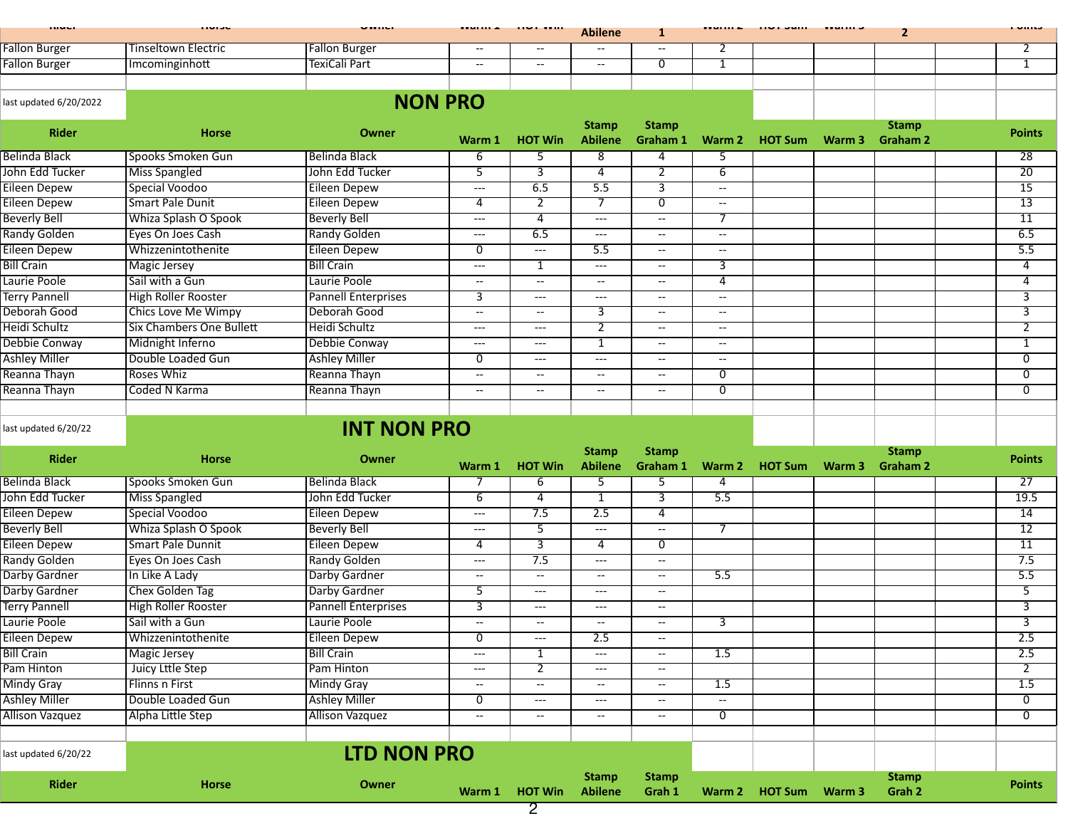| Rider | Horse | Owner | Warm 1 | HOT Win | Stamp Abilene | Stamp Graham 1 | Warm 2 | HOT Sum | Warm 3 | Stamp Graham 2 | | Points |
|---|---|---|---|---|---|---|---|---|---|---|---|---|
| Fallon Burger | Tinseltown Electric | Fallon Burger | -- | -- | -- | -- | 2 | | | | | 2 |
| Fallon Burger | Imcominginhott | TexiCali Part | -- | -- | -- | 0 | 1 | | | | | 1 |

last updated 6/20/2022

## NON PRO

| Rider | Horse | Owner | Warm 1 | HOT Win | Stamp Abilene | Stamp Graham 1 | Warm 2 | HOT Sum | Warm 3 | Stamp Graham 2 | | Points |
|---|---|---|---|---|---|---|---|---|---|---|---|---|
| Belinda Black | Spooks Smoken Gun | Belinda Black | 6 | 5 | 8 | 4 | 5 | | | | | 28 |
| John Edd Tucker | Miss Spangled | John Edd Tucker | 5 | 3 | 4 | 2 | 6 | | | | | 20 |
| Eileen Depew | Special Voodoo | Eileen Depew | --- | 6.5 | 5.5 | 3 | -- | | | | | 15 |
| Eileen Depew | Smart Pale Dunit | Eileen Depew | 4 | 2 | 7 | 0 | -- | | | | | 13 |
| Beverly Bell | Whiza Splash O Spook | Beverly Bell | --- | 4 | --- | -- | 7 | | | | | 11 |
| Randy Golden | Eyes On Joes Cash | Randy Golden | --- | 6.5 | --- | -- | -- | | | | | 6.5 |
| Eileen Depew | Whizzenintothenite | Eileen Depew | 0 | --- | 5.5 | -- | -- | | | | | 5.5 |
| Bill Crain | Magic Jersey | Bill Crain | --- | 1 | --- | -- | 3 | | | | | 4 |
| Laurie Poole | Sail with a Gun | Laurie Poole | -- | -- | -- | -- | 4 | | | | | 4 |
| Terry Pannell | High Roller Rooster | Pannell Enterprises | 3 | --- | --- | -- | -- | | | | | 3 |
| Deborah Good | Chics Love Me Wimpy | Deborah Good | -- | -- | 3 | -- | -- | | | | | 3 |
| Heidi Schultz | Six Chambers One Bullett | Heidi Schultz | --- | --- | 2 | -- | -- | | | | | 2 |
| Debbie Conway | Midnight Inferno | Debbie Conway | --- | --- | 1 | -- | -- | | | | | 1 |
| Ashley Miller | Double Loaded Gun | Ashley Miller | 0 | --- | --- | -- | -- | | | | | 0 |
| Reanna Thayn | Roses Whiz | Reanna Thayn | -- | -- | -- | -- | 0 | | | | | 0 |
| Reanna Thayn | Coded N Karma | Reanna Thayn | -- | -- | -- | -- | 0 | | | | | 0 |

last updated 6/20/22

## INT NON PRO

| Rider | Horse | Owner | Warm 1 | HOT Win | Stamp Abilene | Stamp Graham 1 | Warm 2 | HOT Sum | Warm 3 | Stamp Graham 2 | | Points |
|---|---|---|---|---|---|---|---|---|---|---|---|---|
| Belinda Black | Spooks Smoken Gun | Belinda Black | 7 | 6 | 5 | 5 | 4 | | | | | 27 |
| John Edd Tucker | Miss Spangled | John Edd Tucker | 6 | 4 | 1 | 3 | 5.5 | | | | | 19.5 |
| Eileen Depew | Special Voodoo | Eileen Depew | --- | 7.5 | 2.5 | 4 | | | | | | 14 |
| Beverly Bell | Whiza Splash O Spook | Beverly Bell | --- | 5 | --- | -- | 7 | | | | | 12 |
| Eileen Depew | Smart Pale Dunnit | Eileen Depew | 4 | 3 | 4 | 0 | | | | | | 11 |
| Randy Golden | Eyes On Joes Cash | Randy Golden | --- | 7.5 | --- | -- | | | | | | 7.5 |
| Darby Gardner | In Like A Lady | Darby Gardner | -- | -- | -- | -- | 5.5 | | | | | 5.5 |
| Darby Gardner | Chex Golden Tag | Darby Gardner | 5 | --- | --- | -- | | | | | | 5 |
| Terry Pannell | High Roller Rooster | Pannell Enterprises | 3 | --- | --- | -- | | | | | | 3 |
| Laurie Poole | Sail with a Gun | Laurie Poole | -- | -- | -- | -- | 3 | | | | | 3 |
| Eileen Depew | Whizzenintothenite | Eileen Depew | 0 | --- | 2.5 | -- | | | | | | 2.5 |
| Bill Crain | Magic Jersey | Bill Crain | --- | 1 | --- | -- | 1.5 | | | | | 2.5 |
| Pam Hinton | Juicy Lttle Step | Pam Hinton | --- | 2 | --- | -- | | | | | | 2 |
| Mindy Gray | Flinns n First | Mindy Gray | -- | -- | -- | -- | 1.5 | | | | | 1.5 |
| Ashley Miller | Double Loaded Gun | Ashley Miller | 0 | --- | --- | -- | -- | | | | | 0 |
| Allison Vazquez | Alpha Little Step | Allison Vazquez | -- | -- | -- | -- | 0 | | | | | 0 |

last updated 6/20/22

## LTD NON PRO

| Rider | Horse | Owner | Warm 1 | HOT Win | Stamp Abilene | Stamp Grah 1 | Warm 2 | HOT Sum | Warm 3 | Stamp Grah 2 | | Points |
|---|---|---|---|---|---|---|---|---|---|---|---|---|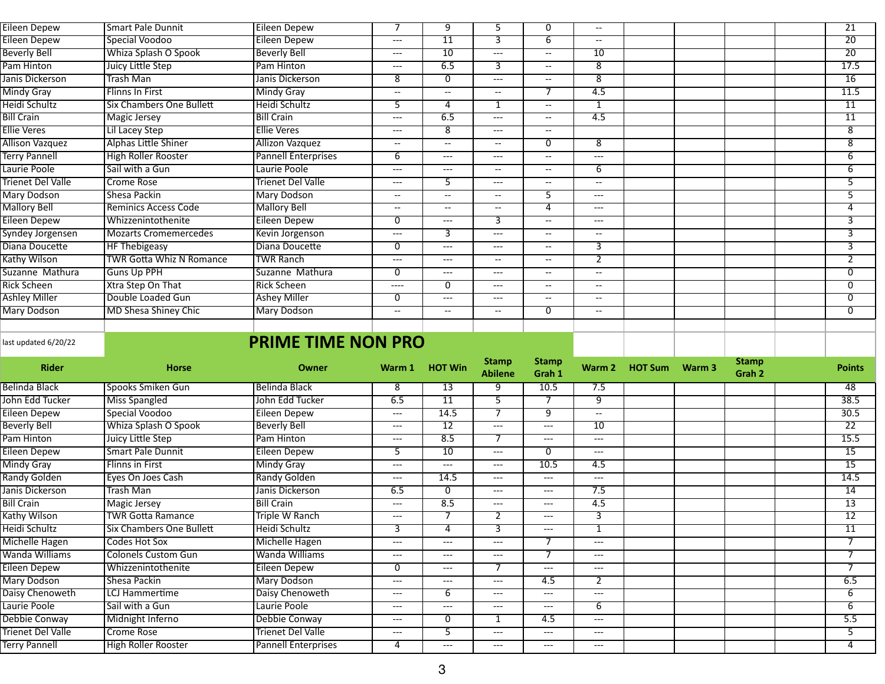| | | | | | | | | | | | | |
|---|---|---|---|---|---|---|---|---|---|---|---|---|
| Eileen Depew | Smart Pale Dunnit | Eileen Depew | 7 | 9 | 5 | 0 | -- | | | | | 21 |
| Eileen Depew | Special Voodoo | Eileen Depew | --- | 11 | 3 | 6 | -- | | | | | 20 |
| Beverly Bell | Whiza Splash O Spook | Beverly Bell | --- | 10 | --- | -- | 10 | | | | | 20 |
| Pam Hinton | Juicy Little Step | Pam Hinton | --- | 6.5 | 3 | -- | 8 | | | | | 17.5 |
| Janis Dickerson | Trash Man | Janis Dickerson | 8 | 0 | --- | -- | 8 | | | | | 16 |
| Mindy Gray | Flinns In First | Mindy Gray | -- | -- | -- | 7 | 4.5 | | | | | 11.5 |
| Heidi Schultz | Six Chambers One Bullett | Heidi Schultz | 5 | 4 | 1 | -- | 1 | | | | | 11 |
| Bill Crain | Magic Jersey | Bill Crain | --- | 6.5 | --- | -- | 4.5 | | | | | 11 |
| Ellie Veres | Lil Lacey Step | Ellie Veres | --- | 8 | --- | -- | | | | | | 8 |
| Allison Vazquez | Alphas Little Shiner | Allizon Vazquez | -- | -- | -- | 0 | 8 | | | | | 8 |
| Terry Pannell | High Roller Rooster | Pannell Enterprises | 6 | --- | --- | -- | --- | | | | | 6 |
| Laurie Poole | Sail with a Gun | Laurie Poole | --- | --- | -- | -- | 6 | | | | | 6 |
| Trienet Del Valle | Crome Rose | Trienet Del Valle | --- | 5 | --- | -- | -- | | | | | 5 |
| Mary Dodson | Shesa Packin | Mary Dodson | -- | -- | -- | 5 | --- | | | | | 5 |
| Mallory Bell | Reminics Access Code | Mallory Bell | -- | -- | -- | 4 | --- | | | | | 4 |
| Eileen Depew | Whizzenintothenite | Eileen Depew | 0 | --- | 3 | -- | --- | | | | | 3 |
| Syndey Jorgensen | Mozarts Cromemercedes | Kevin Jorgenson | --- | 3 | --- | -- | -- | | | | | 3 |
| Diana Doucette | HF Thebigeasy | Diana Doucette | 0 | --- | --- | -- | 3 | | | | | 3 |
| Kathy Wilson | TWR Gotta Whiz N Romance | TWR Ranch | --- | --- | -- | -- | 2 | | | | | 2 |
| Suzanne Mathura | Guns Up PPH | Suzanne Mathura | 0 | --- | --- | -- | -- | | | | | 0 |
| Rick Scheen | Xtra Step On That | Rick Scheen | ---- | 0 | --- | -- | -- | | | | | 0 |
| Ashley Miller | Double Loaded Gun | Ashey Miller | 0 | --- | --- | -- | -- | | | | | 0 |
| Mary Dodson | MD Shesa Shiney Chic | Mary Dodson | -- | -- | -- | 0 | -- | | | | | 0 |

last updated 6/20/22

## PRIME TIME NON PRO

| Rider | Horse | Owner | Warm 1 | HOT Win | Stamp Abilene | Stamp Grah 1 | Warm 2 | HOT Sum | Warm 3 | Stamp Grah 2 | | Points |
|---|---|---|---|---|---|---|---|---|---|---|---|---|
| Belinda Black | Spooks Smiken Gun | Belinda Black | 8 | 13 | 9 | 10.5 | 7.5 | | | | | 48 |
| John Edd Tucker | Miss Spangled | John Edd Tucker | 6.5 | 11 | 5 | 7 | 9 | | | | | 38.5 |
| Eileen Depew | Special Voodoo | Eileen Depew | --- | 14.5 | 7 | 9 | -- | | | | | 30.5 |
| Beverly Bell | Whiza Splash O Spook | Beverly Bell | --- | 12 | --- | --- | 10 | | | | | 22 |
| Pam Hinton | Juicy Little Step | Pam Hinton | --- | 8.5 | 7 | --- | --- | | | | | 15.5 |
| Eileen Depew | Smart Pale Dunnit | Eileen Depew | 5 | 10 | --- | 0 | --- | | | | | 15 |
| Mindy Gray | Flinns in First | Mindy Gray | --- | --- | --- | 10.5 | 4.5 | | | | | 15 |
| Randy Golden | Eyes On Joes Cash | Randy Golden | --- | 14.5 | --- | --- | --- | | | | | 14.5 |
| Janis Dickerson | Trash Man | Janis Dickerson | 6.5 | 0 | --- | --- | 7.5 | | | | | 14 |
| Bill Crain | Magic Jersey | Bill Crain | --- | 8.5 | --- | --- | 4.5 | | | | | 13 |
| Kathy Wilson | TWR Gotta Ramance | Triple W Ranch | --- | 7 | 2 | --- | 3 | | | | | 12 |
| Heidi Schultz | Six Chambers One Bullett | Heidi Schultz | 3 | 4 | 3 | --- | 1 | | | | | 11 |
| Michelle Hagen | Codes Hot Sox | Michelle Hagen | --- | --- | --- | 7 | --- | | | | | 7 |
| Wanda Williams | Colonels Custom Gun | Wanda Williams | --- | --- | --- | 7 | --- | | | | | 7 |
| Eileen Depew | Whizzenintothenite | Eileen Depew | 0 | --- | 7 | --- | --- | | | | | 7 |
| Mary Dodson | Shesa Packin | Mary Dodson | --- | --- | --- | 4.5 | 2 | | | | | 6.5 |
| Daisy Chenoweth | LCJ Hammertime | Daisy Chenoweth | --- | 6 | --- | --- | --- | | | | | 6 |
| Laurie Poole | Sail with a Gun | Laurie Poole | --- | --- | --- | --- | 6 | | | | | 6 |
| Debbie Conway | Midnight Inferno | Debbie Conway | --- | 0 | 1 | 4.5 | --- | | | | | 5.5 |
| Trienet Del Valle | Crome Rose | Trienet Del Valle | --- | 5 | --- | --- | --- | | | | | 5 |
| Terry Pannell | High Roller Rooster | Pannell Enterprises | 4 | --- | --- | --- | --- | | | | | 4 |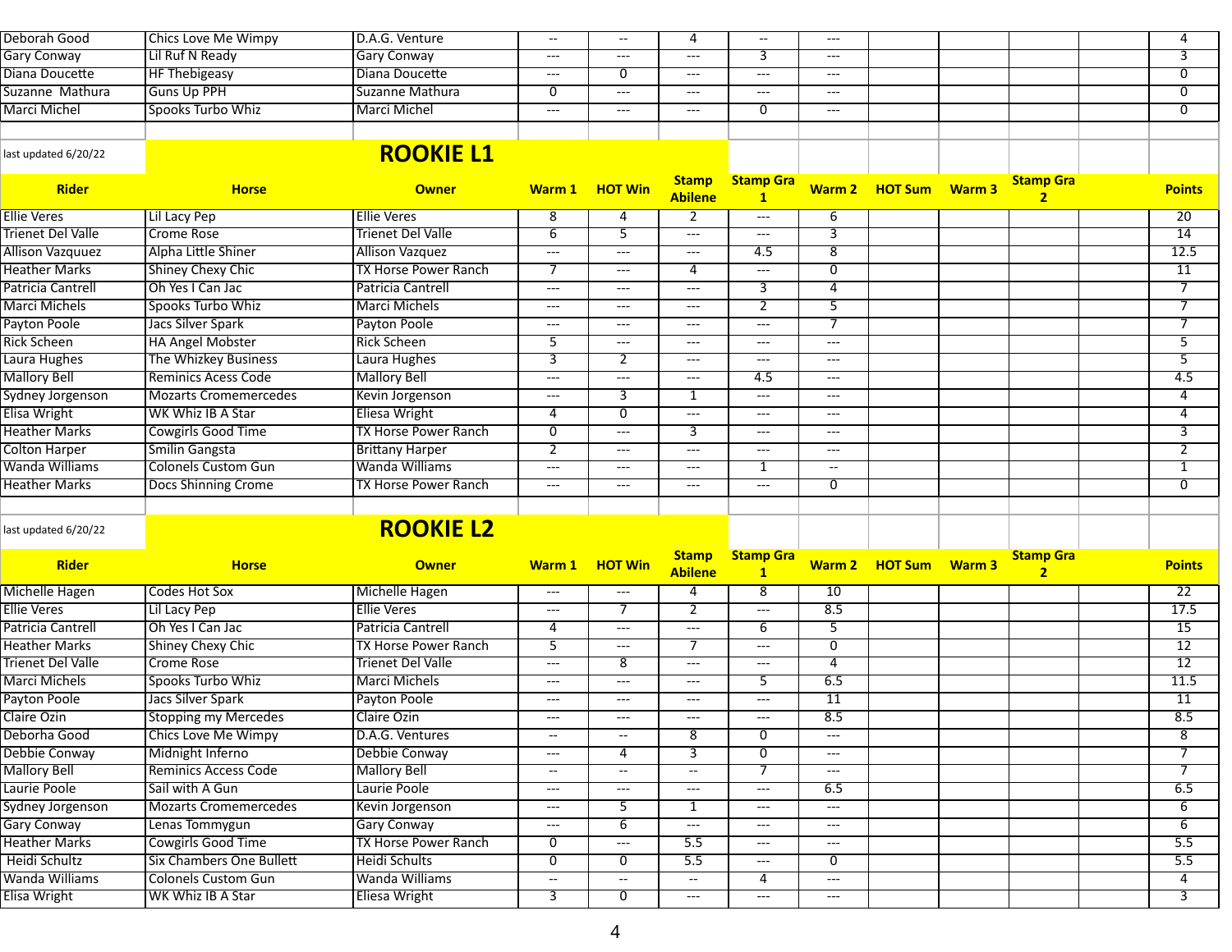| | | | | | | | | | | | | |
|---|---|---|---|---|---|---|---|---|---|---|---|---|
| Deborah Good | Chics Love Me Wimpy | D.A.G. Venture | -- | -- | 4 | -- | --- | | | | | 4 |
| Gary Conway | Lil Ruf N Ready | Gary Conway | --- | --- | --- | 3 | --- | | | | | 3 |
| Diana Doucette | HF Thebigeasy | Diana Doucette | --- | 0 | --- | --- | --- | | | | | 0 |
| Suzanne Mathura | Guns Up PPH | Suzanne Mathura | 0 | --- | --- | --- | --- | | | | | 0 |
| Marci Michel | Spooks Turbo Whiz | Marci Michel | --- | --- | --- | 0 | --- | | | | | 0 |

last updated 6/20/22

## ROOKIE L1

| Rider | Horse | Owner | Warm 1 | HOT Win | Stamp Abilene | Stamp Gra 1 | Warm 2 | HOT Sum | Warm 3 | Stamp Gra 2 | | Points |
|---|---|---|---|---|---|---|---|---|---|---|---|---|
| Ellie Veres | Lil Lacy Pep | Ellie Veres | 8 | 4 | 2 | --- | 6 | | | | | 20 |
| Trienet Del Valle | Crome Rose | Trienet Del Valle | 6 | 5 | --- | --- | 3 | | | | | 14 |
| Allison Vazquuez | Alpha Little Shiner | Allison Vazquez | --- | --- | --- | 4.5 | 8 | | | | | 12.5 |
| Heather Marks | Shiney Chexy Chic | TX Horse Power Ranch | 7 | --- | 4 | --- | 0 | | | | | 11 |
| Patricia Cantrell | Oh Yes I Can Jac | Patricia Cantrell | --- | --- | --- | 3 | 4 | | | | | 7 |
| Marci Michels | Spooks Turbo Whiz | Marci Michels | --- | --- | --- | 2 | 5 | | | | | 7 |
| Payton Poole | Jacs Silver Spark | Payton Poole | --- | --- | --- | --- | 7 | | | | | 7 |
| Rick Scheen | HA Angel Mobster | Rick Scheen | 5 | --- | --- | --- | --- | | | | | 5 |
| Laura Hughes | The Whizkey Business | Laura Hughes | 3 | 2 | --- | --- | --- | | | | | 5 |
| Mallory Bell | Reminics Acess Code | Mallory Bell | --- | --- | --- | 4.5 | --- | | | | | 4.5 |
| Sydney Jorgenson | Mozarts Cromemercedes | Kevin Jorgenson | --- | 3 | 1 | --- | --- | | | | | 4 |
| Elisa Wright | WK Whiz IB A Star | Eliesa Wright | 4 | 0 | --- | --- | --- | | | | | 4 |
| Heather Marks | Cowgirls Good Time | TX Horse Power Ranch | 0 | --- | 3 | --- | --- | | | | | 3 |
| Colton Harper | Smilin Gangsta | Brittany Harper | 2 | --- | --- | --- | --- | | | | | 2 |
| Wanda Williams | Colonels Custom Gun | Wanda Williams | --- | --- | --- | 1 | -- | | | | | 1 |
| Heather Marks | Docs Shinning Crome | TX Horse Power Ranch | --- | --- | --- | --- | 0 | | | | | 0 |

last updated 6/20/22

## ROOKIE L2

| Rider | Horse | Owner | Warm 1 | HOT Win | Stamp Abilene | Stamp Gra 1 | Warm 2 | HOT Sum | Warm 3 | Stamp Gra 2 | | Points |
|---|---|---|---|---|---|---|---|---|---|---|---|---|
| Michelle Hagen | Codes Hot Sox | Michelle Hagen | --- | --- | 4 | 8 | 10 | | | | | 22 |
| Ellie Veres | Lil Lacy Pep | Ellie Veres | --- | 7 | 2 | --- | 8.5 | | | | | 17.5 |
| Patricia Cantrell | Oh Yes I Can Jac | Patricia Cantrell | 4 | --- | --- | 6 | 5 | | | | | 15 |
| Heather Marks | Shiney Chexy Chic | TX Horse Power Ranch | 5 | --- | 7 | --- | 0 | | | | | 12 |
| Trienet Del Valle | Crome Rose | Trienet Del Valle | --- | 8 | --- | --- | 4 | | | | | 12 |
| Marci Michels | Spooks Turbo Whiz | Marci Michels | --- | --- | --- | 5 | 6.5 | | | | | 11.5 |
| Payton Poole | Jacs Silver Spark | Payton Poole | --- | --- | --- | --- | 11 | | | | | 11 |
| Claire Ozin | Stopping my Mercedes | Claire Ozin | --- | --- | --- | --- | 8.5 | | | | | 8.5 |
| Deborha Good | Chics Love Me Wimpy | D.A.G. Ventures | -- | -- | 8 | 0 | --- | | | | | 8 |
| Debbie Conway | Midnight Inferno | Debbie Conway | --- | 4 | 3 | 0 | --- | | | | | 7 |
| Mallory Bell | Reminics Access Code | Mallory Bell | -- | -- | -- | 7 | --- | | | | | 7 |
| Laurie Poole | Sail with A Gun | Laurie Poole | --- | --- | --- | --- | 6.5 | | | | | 6.5 |
| Sydney Jorgenson | Mozarts Cromemercedes | Kevin Jorgenson | --- | 5 | 1 | --- | --- | | | | | 6 |
| Gary Conway | Lenas Tommygun | Gary Conway | --- | 6 | --- | --- | --- | | | | | 6 |
| Heather Marks | Cowgirls Good Time | TX Horse Power Ranch | 0 | --- | 5.5 | --- | --- | | | | | 5.5 |
| Heidi Schultz | Six Chambers One Bullett | Heidi Schults | 0 | 0 | 5.5 | --- | 0 | | | | | 5.5 |
| Wanda Williams | Colonels Custom Gun | Wanda Williams | -- | -- | -- | 4 | --- | | | | | 4 |
| Elisa Wright | WK Whiz IB A Star | Eliesa Wright | 3 | 0 | --- | --- | --- | | | | | 3 |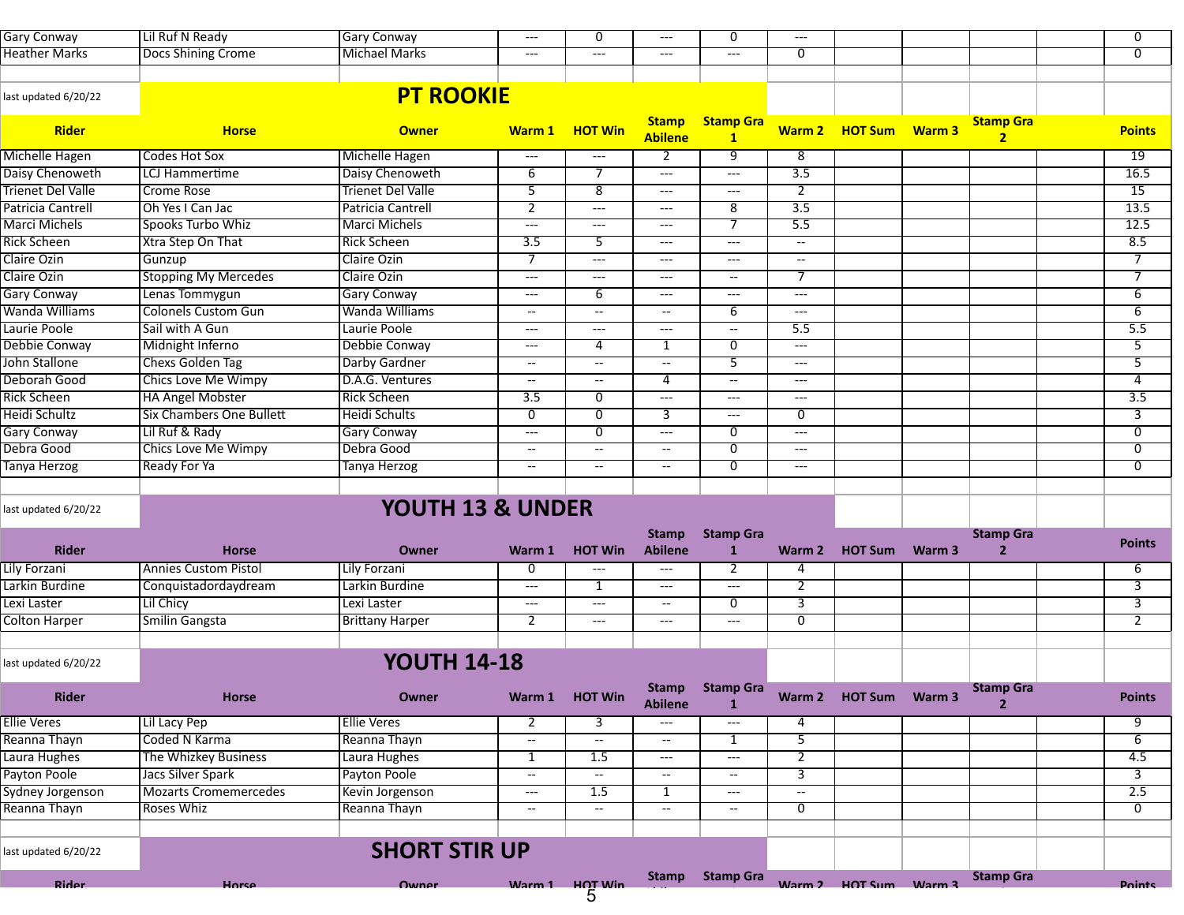| Gary Conway | Lil Ruf N Ready | Gary Conway | --- | 0 | --- | 0 | --- | | | | | 0 |
|---|---|---|---|---|---|---|---|---|---|---|---|---|
| Heather Marks | Docs Shining Crome | Michael Marks | --- | --- | --- | --- | 0 | | | | | 0 |

last updated 6/20/22

## PT ROOKIE

| Rider | Horse | Owner | Warm 1 | HOT Win | Stamp Abilene | Stamp Gra 1 | Warm 2 | HOT Sum | Warm 3 | Stamp Gra 2 | | Points |
|---|---|---|---|---|---|---|---|---|---|---|---|---|
| Michelle Hagen | Codes Hot Sox | Michelle Hagen | --- | --- | 2 | 9 | 8 | | | | | 19 |
| Daisy Chenoweth | LCJ Hammertime | Daisy Chenoweth | 6 | 7 | --- | --- | 3.5 | | | | | 16.5 |
| Trienet Del Valle | Crome Rose | Trienet Del Valle | 5 | 8 | --- | --- | 2 | | | | | 15 |
| Patricia Cantrell | Oh Yes I Can Jac | Patricia Cantrell | 2 | --- | --- | 8 | 3.5 | | | | | 13.5 |
| Marci Michels | Spooks Turbo Whiz | Marci Michels | --- | --- | --- | 7 | 5.5 | | | | | 12.5 |
| Rick Scheen | Xtra Step On That | Rick Scheen | 3.5 | 5 | --- | --- | -- | | | | | 8.5 |
| Claire Ozin | Gunzup | Claire Ozin | 7 | --- | --- | --- | -- | | | | | 7 |
| Claire Ozin | Stopping My Mercedes | Claire Ozin | --- | --- | --- | -- | 7 | | | | | 7 |
| Gary Conway | Lenas Tommygun | Gary Conway | --- | 6 | --- | --- | --- | | | | | 6 |
| Wanda Williams | Colonels Custom Gun | Wanda Williams | -- | -- | -- | 6 | --- | | | | | 6 |
| Laurie Poole | Sail with A Gun | Laurie Poole | --- | --- | --- | -- | 5.5 | | | | | 5.5 |
| Debbie Conway | Midnight Inferno | Debbie Conway | --- | 4 | 1 | 0 | --- | | | | | 5 |
| John Stallone | Chexs Golden Tag | Darby Gardner | -- | -- | -- | 5 | --- | | | | | 5 |
| Deborah Good | Chics Love Me Wimpy | D.A.G. Ventures | -- | -- | 4 | -- | --- | | | | | 4 |
| Rick Scheen | HA Angel Mobster | Rick Scheen | 3.5 | 0 | --- | --- | --- | | | | | 3.5 |
| Heidi Schultz | Six Chambers One Bullett | Heidi Schults | 0 | 0 | 3 | --- | 0 | | | | | 3 |
| Gary Conway | Lil Ruf & Rady | Gary Conway | --- | 0 | --- | 0 | --- | | | | | 0 |
| Debra Good | Chics Love Me Wimpy | Debra Good | -- | -- | -- | 0 | --- | | | | | 0 |
| Tanya Herzog | Ready For Ya | Tanya Herzog | -- | -- | -- | 0 | --- | | | | | 0 |

last updated 6/20/22

## YOUTH 13 & UNDER

| Rider | Horse | Owner | Warm 1 | HOT Win | Stamp Abilene | Stamp Gra 1 | Warm 2 | HOT Sum | Warm 3 | Stamp Gra 2 | | Points |
|---|---|---|---|---|---|---|---|---|---|---|---|---|
| Lily Forzani | Annies Custom Pistol | Lily Forzani | 0 | --- | --- | 2 | 4 | | | | | 6 |
| Larkin Burdine | Conquistadordaydream | Larkin Burdine | --- | 1 | --- | --- | 2 | | | | | 3 |
| Lexi Laster | Lil Chicy | Lexi Laster | --- | --- | -- | 0 | 3 | | | | | 3 |
| Colton Harper | Smilin Gangsta | Brittany Harper | 2 | --- | --- | --- | 0 | | | | | 2 |

last updated 6/20/22

## YOUTH 14-18

| Rider | Horse | Owner | Warm 1 | HOT Win | Stamp Abilene | Stamp Gra 1 | Warm 2 | HOT Sum | Warm 3 | Stamp Gra 2 | | Points |
|---|---|---|---|---|---|---|---|---|---|---|---|---|
| Ellie Veres | Lil Lacy Pep | Ellie Veres | 2 | 3 | --- | --- | 4 | | | | | 9 |
| Reanna Thayn | Coded N Karma | Reanna Thayn | -- | -- | -- | 1 | 5 | | | | | 6 |
| Laura Hughes | The Whizkey Business | Laura Hughes | 1 | 1.5 | --- | --- | 2 | | | | | 4.5 |
| Payton Poole | Jacs Silver Spark | Payton Poole | -- | -- | -- | -- | 3 | | | | | 3 |
| Sydney Jorgenson | Mozarts Cromemercedes | Kevin Jorgenson | --- | 1.5 | 1 | --- | -- | | | | | 2.5 |
| Reanna Thayn | Roses Whiz | Reanna Thayn | -- | -- | -- | -- | 0 | | | | | 0 |

last updated 6/20/22

## SHORT STIR UP

| Rider | Horse | Owner | Warm 1 | HOT Win | Stamp Abilene | Stamp Gra 1 | Warm 2 | HOT Sum | Warm 3 | Stamp Gra 2 | | Points |
|---|---|---|---|---|---|---|---|---|---|---|---|---|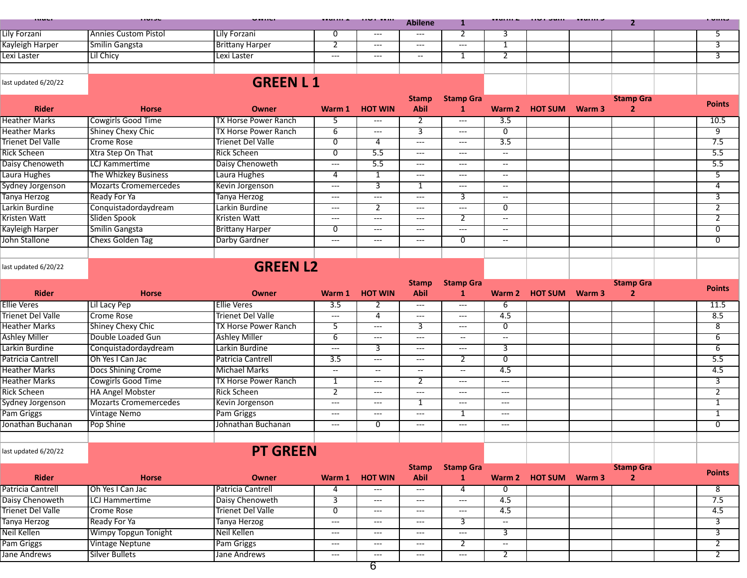| Rider | Horse | Owner | Warm 1 | HOT Win | Stamp Abilene | Stamp Gra 1 | Warm 2 | HOT Sum | Warm 3 | Stamp Gra 2 | | Points |
|---|---|---|---|---|---|---|---|---|---|---|---|---|
| Lily Forzani | Annies Custom Pistol | Lily Forzani | 0 | --- | --- | 2 | 3 | | | | | 5 |
| Kayleigh Harper | Smilin Gangsta | Brittany Harper | 2 | --- | --- | --- | 1 | | | | | 3 |
| Lexi Laster | Lil Chicy | Lexi Laster | --- | --- | -- | 1 | 2 | | | | | 3 |

last updated 6/20/22

## GREEN L 1

| Rider | Horse | Owner | Warm 1 | HOT WIN | Stamp Abil | Stamp Gra 1 | Warm 2 | HOT SUM | Warm 3 | Stamp Gra 2 | | Points |
|---|---|---|---|---|---|---|---|---|---|---|---|---|
| Heather Marks | Cowgirls Good Time | TX Horse Power Ranch | 5 | --- | 2 | --- | 3.5 | | | | | 10.5 |
| Heather Marks | Shiney Chexy Chic | TX Horse Power Ranch | 6 | --- | 3 | --- | 0 | | | | | 9 |
| Trienet Del Valle | Crome Rose | Trienet Del Valle | 0 | 4 | --- | --- | 3.5 | | | | | 7.5 |
| Rick Scheen | Xtra Step On That | Rick Scheen | 0 | 5.5 | --- | --- | -- | | | | | 5.5 |
| Daisy Chenoweth | LCJ Kammertime | Daisy Chenoweth | --- | 5.5 | --- | --- | -- | | | | | 5.5 |
| Laura Hughes | The Whizkey Business | Laura Hughes | 4 | 1 | --- | --- | -- | | | | | 5 |
| Sydney Jorgenson | Mozarts Cromemercedes | Kevin Jorgenson | --- | 3 | 1 | --- | -- | | | | | 4 |
| Tanya Herzog | Ready For Ya | Tanya Herzog | --- | --- | --- | 3 | -- | | | | | 3 |
| Larkin Burdine | Conquistadordaydream | Larkin Burdine | --- | 2 | --- | --- | 0 | | | | | 2 |
| Kristen Watt | Sliden Spook | Kristen Watt | --- | --- | --- | 2 | -- | | | | | 2 |
| Kayleigh Harper | Smilin Gangsta | Brittany Harper | 0 | --- | --- | --- | -- | | | | | 0 |
| John Stallone | Chexs Golden Tag | Darby Gardner | --- | --- | --- | 0 | -- | | | | | 0 |

last updated 6/20/22

## GREEN L2

| Rider | Horse | Owner | Warm 1 | HOT WIN | Stamp Abil | Stamp Gra 1 | Warm 2 | HOT SUM | Warm 3 | Stamp Gra 2 | | Points |
|---|---|---|---|---|---|---|---|---|---|---|---|---|
| Ellie Veres | Lil Lacy Pep | Ellie Veres | 3.5 | 2 | --- | --- | 6 | | | | | 11.5 |
| Trienet Del Valle | Crome Rose | Trienet Del Valle | --- | 4 | --- | --- | 4.5 | | | | | 8.5 |
| Heather Marks | Shiney Chexy Chic | TX Horse Power Ranch | 5 | --- | 3 | --- | 0 | | | | | 8 |
| Ashley Miller | Double Loaded Gun | Ashley Miller | 6 | --- | --- | -- | -- | | | | | 6 |
| Larkin Burdine | Conquistadordaydream | Larkin Burdine | --- | 3 | --- | --- | 3 | | | | | 6 |
| Patricia Cantrell | Oh Yes I Can Jac | Patricia Cantrell | 3.5 | --- | --- | 2 | 0 | | | | | 5.5 |
| Heather Marks | Docs Shining Crome | Michael Marks | -- | -- | -- | -- | 4.5 | | | | | 4.5 |
| Heather Marks | Cowgirls Good Time | TX Horse Power Ranch | 1 | --- | 2 | --- | --- | | | | | 3 |
| Rick Scheen | HA Angel Mobster | Rick Scheen | 2 | --- | --- | --- | --- | | | | | 2 |
| Sydney Jorgenson | Mozarts Cromemercedes | Kevin Jorgenson | --- | --- | 1 | --- | --- | | | | | 1 |
| Pam Griggs | Vintage Nemo | Pam Griggs | --- | --- | --- | 1 | --- | | | | | 1 |
| Jonathan Buchanan | Pop Shine | Johnathan Buchanan | --- | 0 | --- | --- | --- | | | | | 0 |

last updated 6/20/22

## PT GREEN

| Rider | Horse | Owner | Warm 1 | HOT WIN | Stamp Abil | Stamp Gra 1 | Warm 2 | HOT SUM | Warm 3 | Stamp Gra 2 | | Points |
|---|---|---|---|---|---|---|---|---|---|---|---|---|
| Patricia Cantrell | Oh Yes I Can Jac | Patricia Cantrell | 4 | --- | --- | 4 | 0 | | | | | 8 |
| Daisy Chenoweth | LCJ Hammertime | Daisy Chenoweth | 3 | --- | --- | --- | 4.5 | | | | | 7.5 |
| Trienet Del Valle | Crome Rose | Trienet Del Valle | 0 | --- | --- | --- | 4.5 | | | | | 4.5 |
| Tanya Herzog | Ready For Ya | Tanya Herzog | --- | --- | --- | 3 | -- | | | | | 3 |
| Neil Kellen | Wimpy Topgun Tonight | Neil Kellen | --- | --- | --- | --- | 3 | | | | | 3 |
| Pam Griggs | Vintage Neptune | Pam Griggs | --- | --- | --- | 2 | -- | | | | | 2 |
| Jane Andrews | Silver Bullets | Jane Andrews | --- | --- | --- | --- | 2 | | | | | 2 |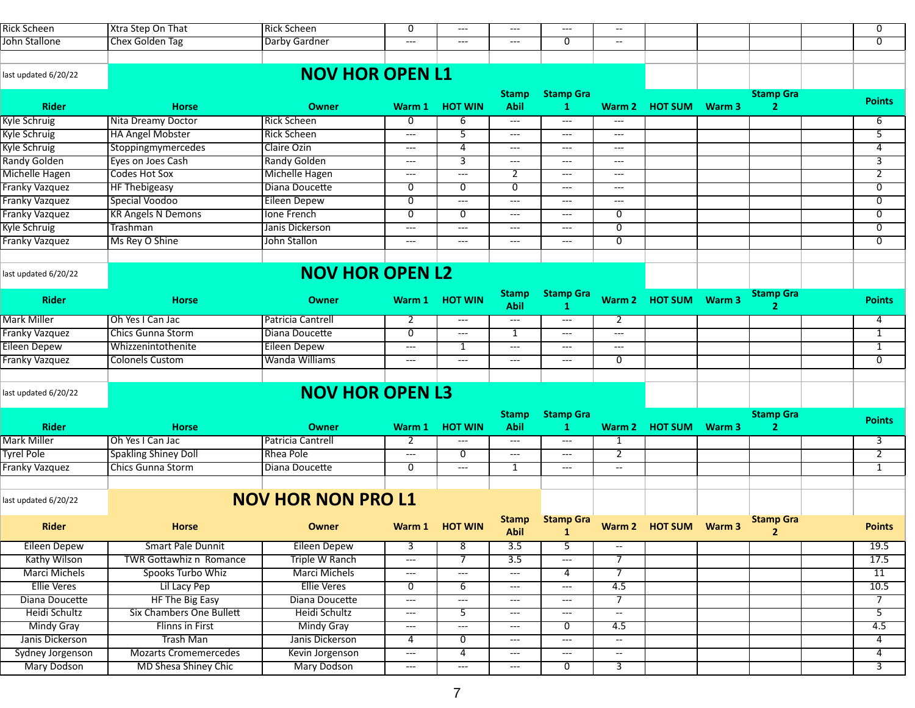| | | | | | | | | | | | | |
|---|---|---|---|---|---|---|---|---|---|---|---|---|
| Rick Scheen | Xtra Step On That | Rick Scheen | 0 | --- | --- | --- | -- | | | | | 0 |
| John Stallone | Chex Golden Tag | Darby Gardner | --- | --- | --- | 0 | -- | | | | | 0 |

last updated 6/20/22

## NOV HOR OPEN L1

| Rider | Horse | Owner | Warm 1 | HOT WIN | Stamp Abil | Stamp Gra 1 | Warm 2 | HOT SUM | Warm 3 | Stamp Gra 2 | | Points |
|---|---|---|---|---|---|---|---|---|---|---|---|---|
| Kyle Schruig | Nita Dreamy Doctor | Rick Scheen | 0 | 6 | --- | --- | --- | | | | | 6 |
| Kyle Schruig | HA Angel Mobster | Rick Scheen | --- | 5 | --- | --- | --- | | | | | 5 |
| Kyle Schruig | Stoppingmymercedes | Claire Ozin | --- | 4 | --- | --- | --- | | | | | 4 |
| Randy Golden | Eyes on Joes Cash | Randy Golden | --- | 3 | --- | --- | --- | | | | | 3 |
| Michelle Hagen | Codes Hot Sox | Michelle Hagen | --- | --- | 2 | --- | --- | | | | | 2 |
| Franky Vazquez | HF Thebigeasy | Diana Doucette | 0 | 0 | 0 | --- | --- | | | | | 0 |
| Franky Vazquez | Special Voodoo | Eileen Depew | 0 | --- | --- | --- | --- | | | | | 0 |
| Franky Vazquez | KR Angels N Demons | Ione French | 0 | 0 | --- | --- | 0 | | | | | 0 |
| Kyle Schruig | Trashman | Janis Dickerson | --- | --- | --- | --- | 0 | | | | | 0 |
| Franky Vazquez | Ms Rey O Shine | John Stallon | --- | --- | --- | --- | 0 | | | | | 0 |

last updated 6/20/22

## NOV HOR OPEN L2

| Rider | Horse | Owner | Warm 1 | HOT WIN | Stamp Abil | Stamp Gra 1 | Warm 2 | HOT SUM | Warm 3 | Stamp Gra 2 | | Points |
|---|---|---|---|---|---|---|---|---|---|---|---|---|
| Mark Miller | Oh Yes I Can Jac | Patricia Cantrell | 2 | --- | --- | --- | 2 | | | | | 4 |
| Franky Vazquez | Chics Gunna Storm | Diana Doucette | 0 | --- | 1 | --- | --- | | | | | 1 |
| Eileen Depew | Whizzenintothenite | Eileen Depew | --- | 1 | --- | --- | --- | | | | | 1 |
| Franky Vazquez | Colonels Custom | Wanda Williams | --- | --- | --- | --- | 0 | | | | | 0 |

last updated 6/20/22

## NOV HOR OPEN L3

| Rider | Horse | Owner | Warm 1 | HOT WIN | Stamp Abil | Stamp Gra 1 | Warm 2 | HOT SUM | Warm 3 | Stamp Gra 2 | | Points |
|---|---|---|---|---|---|---|---|---|---|---|---|---|
| Mark Miller | Oh Yes I Can Jac | Patricia Cantrell | 2 | --- | --- | --- | 1 | | | | | 3 |
| Tyrel Pole | Spakling Shiney Doll | Rhea Pole | --- | 0 | --- | --- | 2 | | | | | 2 |
| Franky Vazquez | Chics Gunna Storm | Diana Doucette | 0 | --- | 1 | --- | -- | | | | | 1 |

last updated 6/20/22

## NOV HOR NON PRO L1

| Rider | Horse | Owner | Warm 1 | HOT WIN | Stamp Abil | Stamp Gra 1 | Warm 2 | HOT SUM | Warm 3 | Stamp Gra 2 | | Points |
|---|---|---|---|---|---|---|---|---|---|---|---|---|
| Eileen Depew | Smart Pale Dunnit | Eileen Depew | 3 | 8 | 3.5 | 5 | -- | | | | | 19.5 |
| Kathy Wilson | TWR Gottawhiz n Romance | Triple W Ranch | --- | 7 | 3.5 | --- | 7 | | | | | 17.5 |
| Marci Michels | Spooks Turbo Whiz | Marci Michels | --- | --- | --- | 4 | 7 | | | | | 11 |
| Ellie Veres | Lil Lacy Pep | Ellie Veres | 0 | 6 | --- | --- | 4.5 | | | | | 10.5 |
| Diana Doucette | HF The Big Easy | Diana Doucette | --- | --- | --- | --- | 7 | | | | | 7 |
| Heidi Schultz | Six Chambers One Bullett | Heidi Schultz | --- | 5 | --- | --- | -- | | | | | 5 |
| Mindy Gray | Flinns in First | Mindy Gray | --- | --- | --- | 0 | 4.5 | | | | | 4.5 |
| Janis Dickerson | Trash Man | Janis Dickerson | 4 | 0 | --- | --- | -- | | | | | 4 |
| Sydney Jorgenson | Mozarts Cromemercedes | Kevin Jorgenson | --- | 4 | --- | --- | -- | | | | | 4 |
| Mary Dodson | MD Shesa Shiney Chic | Mary Dodson | --- | --- | --- | 0 | 3 | | | | | 3 |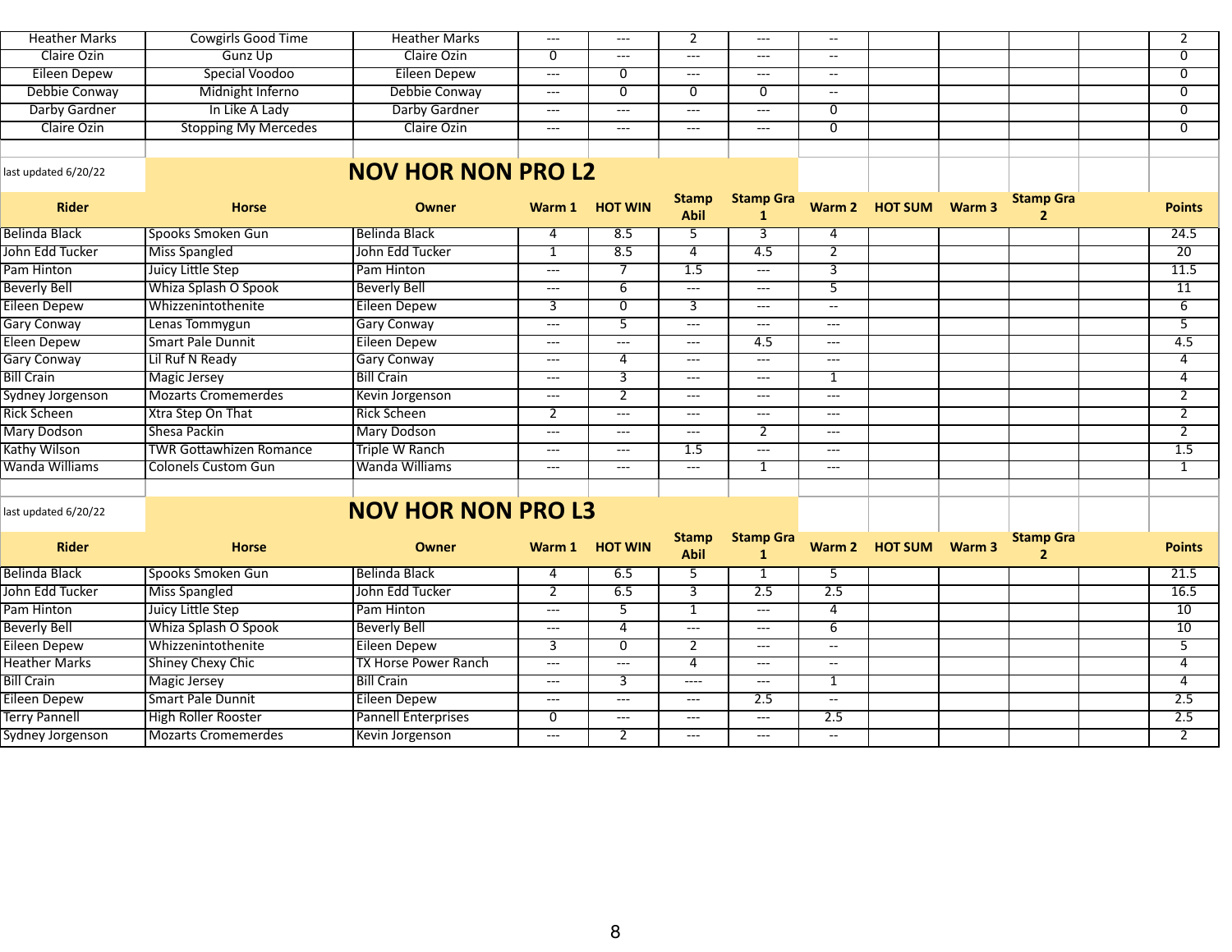| | | | | | | | | | | | | | |
|---|---|---|---|---|---|---|---|---|---|---|---|---|---|
| Heather Marks | Cowgirls Good Time | Heather Marks | --- | --- | 2 | --- | -- | | | | | | 2 |
| Claire Ozin | Gunz Up | Claire Ozin | 0 | --- | --- | --- | -- | | | | | | 0 |
| Eileen Depew | Special Voodoo | Eileen Depew | --- | 0 | --- | --- | -- | | | | | | 0 |
| Debbie Conway | Midnight Inferno | Debbie Conway | --- | 0 | 0 | 0 | -- | | | | | | 0 |
| Darby Gardner | In Like A Lady | Darby Gardner | --- | --- | --- | --- | 0 | | | | | | 0 |
| Claire Ozin | Stopping My Mercedes | Claire Ozin | --- | --- | --- | --- | 0 | | | | | | 0 |

last updated 6/20/22

## NOV HOR NON PRO L2

| Rider | Horse | Owner | Warm 1 | HOT WIN | Stamp Abil | Stamp Gra 1 | Warm 2 | HOT SUM | Warm 3 | Stamp Gra 2 | | Points |
|---|---|---|---|---|---|---|---|---|---|---|---|---|
| Belinda Black | Spooks Smoken Gun | Belinda Black | 4 | 8.5 | 5 | 3 | 4 | | | | | 24.5 |
| John Edd Tucker | Miss Spangled | John Edd Tucker | 1 | 8.5 | 4 | 4.5 | 2 | | | | | 20 |
| Pam Hinton | Juicy Little Step | Pam Hinton | --- | 7 | 1.5 | --- | 3 | | | | | 11.5 |
| Beverly Bell | Whiza Splash O Spook | Beverly Bell | --- | 6 | --- | --- | 5 | | | | | 11 |
| Eileen Depew | Whizzenintothenite | Eileen Depew | 3 | 0 | 3 | --- | -- | | | | | 6 |
| Gary Conway | Lenas Tommygun | Gary Conway | --- | 5 | --- | --- | --- | | | | | 5 |
| Eleen Depew | Smart Pale Dunnit | Eileen Depew | --- | --- | --- | 4.5 | --- | | | | | 4.5 |
| Gary Conway | Lil Ruf N Ready | Gary Conway | --- | 4 | --- | --- | --- | | | | | 4 |
| Bill Crain | Magic Jersey | Bill Crain | --- | 3 | --- | --- | 1 | | | | | 4 |
| Sydney Jorgenson | Mozarts Cromemerdes | Kevin Jorgenson | --- | 2 | --- | --- | --- | | | | | 2 |
| Rick Scheen | Xtra Step On That | Rick Scheen | 2 | --- | --- | --- | --- | | | | | 2 |
| Mary Dodson | Shesa Packin | Mary Dodson | --- | --- | --- | 2 | --- | | | | | 2 |
| Kathy Wilson | TWR Gottawhizen Romance | Triple W Ranch | --- | --- | 1.5 | --- | --- | | | | | 1.5 |
| Wanda Williams | Colonels Custom Gun | Wanda Williams | --- | --- | --- | 1 | --- | | | | | 1 |

last updated 6/20/22

## NOV HOR NON PRO L3

| Rider | Horse | Owner | Warm 1 | HOT WIN | Stamp Abil | Stamp Gra 1 | Warm 2 | HOT SUM | Warm 3 | Stamp Gra 2 | | Points |
|---|---|---|---|---|---|---|---|---|---|---|---|---|
| Belinda Black | Spooks Smoken Gun | Belinda Black | 4 | 6.5 | 5 | 1 | 5 | | | | | 21.5 |
| John Edd Tucker | Miss Spangled | John Edd Tucker | 2 | 6.5 | 3 | 2.5 | 2.5 | | | | | 16.5 |
| Pam Hinton | Juicy Little Step | Pam Hinton | --- | 5 | 1 | --- | 4 | | | | | 10 |
| Beverly Bell | Whiza Splash O Spook | Beverly Bell | --- | 4 | --- | --- | 6 | | | | | 10 |
| Eileen Depew | Whizzenintothenite | Eileen Depew | 3 | 0 | 2 | --- | -- | | | | | 5 |
| Heather Marks | Shiney Chexy Chic | TX Horse Power Ranch | --- | --- | 4 | --- | -- | | | | | 4 |
| Bill Crain | Magic Jersey | Bill Crain | --- | 3 | ---- | --- | 1 | | | | | 4 |
| Eileen Depew | Smart Pale Dunnit | Eileen Depew | --- | --- | --- | 2.5 | -- | | | | | 2.5 |
| Terry Pannell | High Roller Rooster | Pannell Enterprises | 0 | --- | --- | --- | 2.5 | | | | | 2.5 |
| Sydney Jorgenson | Mozarts Cromemerdes | Kevin Jorgenson | --- | 2 | --- | --- | -- | | | | | 2 |